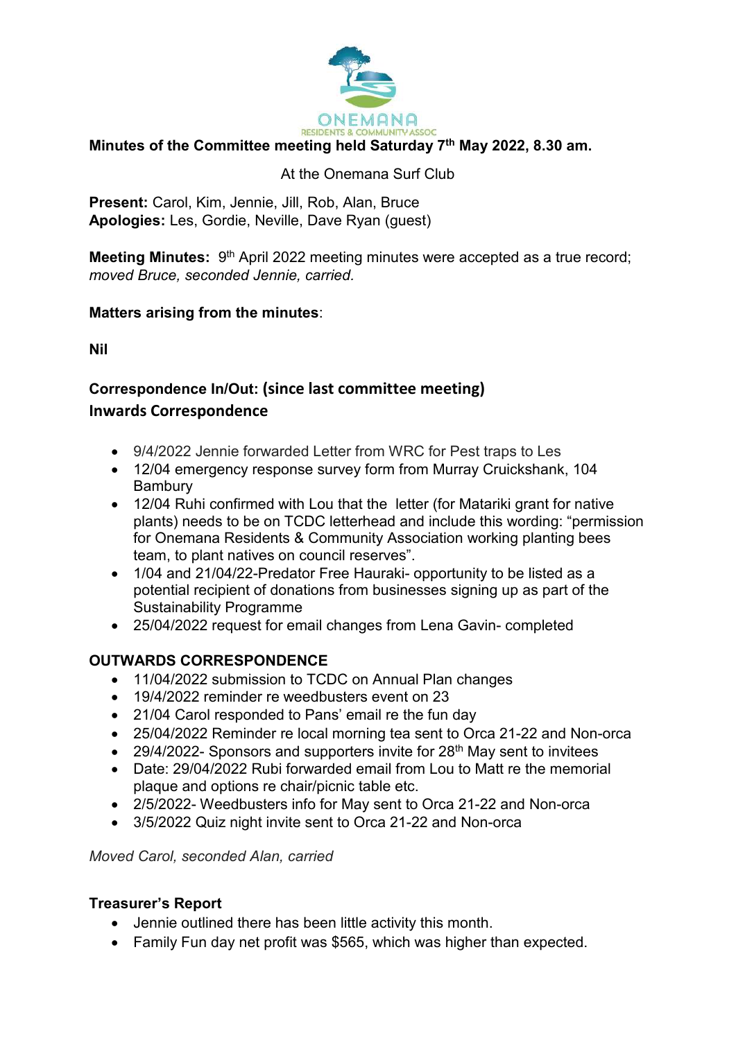ONEMANA RESIDENTS & COMMUNITY ASSOC

**Minutes of the Committee meeting held Saturday 7th May 2022, 8.30 am.**

At the Onemana Surf Club

**Present:** Carol, Kim, Jennie, Jill, Rob, Alan, Bruce
**Apologies:** Les, Gordie, Neville, Dave Ryan (guest)

**Meeting Minutes:** 9th April 2022 meeting minutes were accepted as a true record; *moved Bruce, seconded Jennie, carried.*

**Matters arising from the minutes**:

**Nil**

**Correspondence In/Out: (since last committee meeting)**
**Inwards Correspondence**

- 9/4/2022 Jennie forwarded Letter from WRC for Pest traps to Les
- 12/04 emergency response survey form from Murray Cruickshank, 104 Bambury
- 12/04 Ruhi confirmed with Lou that the letter (for Matariki grant for native plants) needs to be on TCDC letterhead and include this wording: "permission for Onemana Residents & Community Association working planting bees team, to plant natives on council reserves".
- 1/04 and 21/04/22-Predator Free Hauraki- opportunity to be listed as a potential recipient of donations from businesses signing up as part of the Sustainability Programme
- 25/04/2022 request for email changes from Lena Gavin- completed

**OUTWARDS CORRESPONDENCE**

- 11/04/2022 submission to TCDC on Annual Plan changes
- 19/4/2022 reminder re weedbusters event on 23
- 21/04 Carol responded to Pans' email re the fun day
- 25/04/2022 Reminder re local morning tea sent to Orca 21-22 and Non-orca
- 29/4/2022- Sponsors and supporters invite for 28th May sent to invitees
- Date: 29/04/2022 Rubi forwarded email from Lou to Matt re the memorial plaque and options re chair/picnic table etc.
- 2/5/2022- Weedbusters info for May sent to Orca 21-22 and Non-orca
- 3/5/2022 Quiz night invite sent to Orca 21-22 and Non-orca

*Moved Carol, seconded Alan, carried*

**Treasurer's Report**

- Jennie outlined there has been little activity this month.
- Family Fun day net profit was $565, which was higher than expected.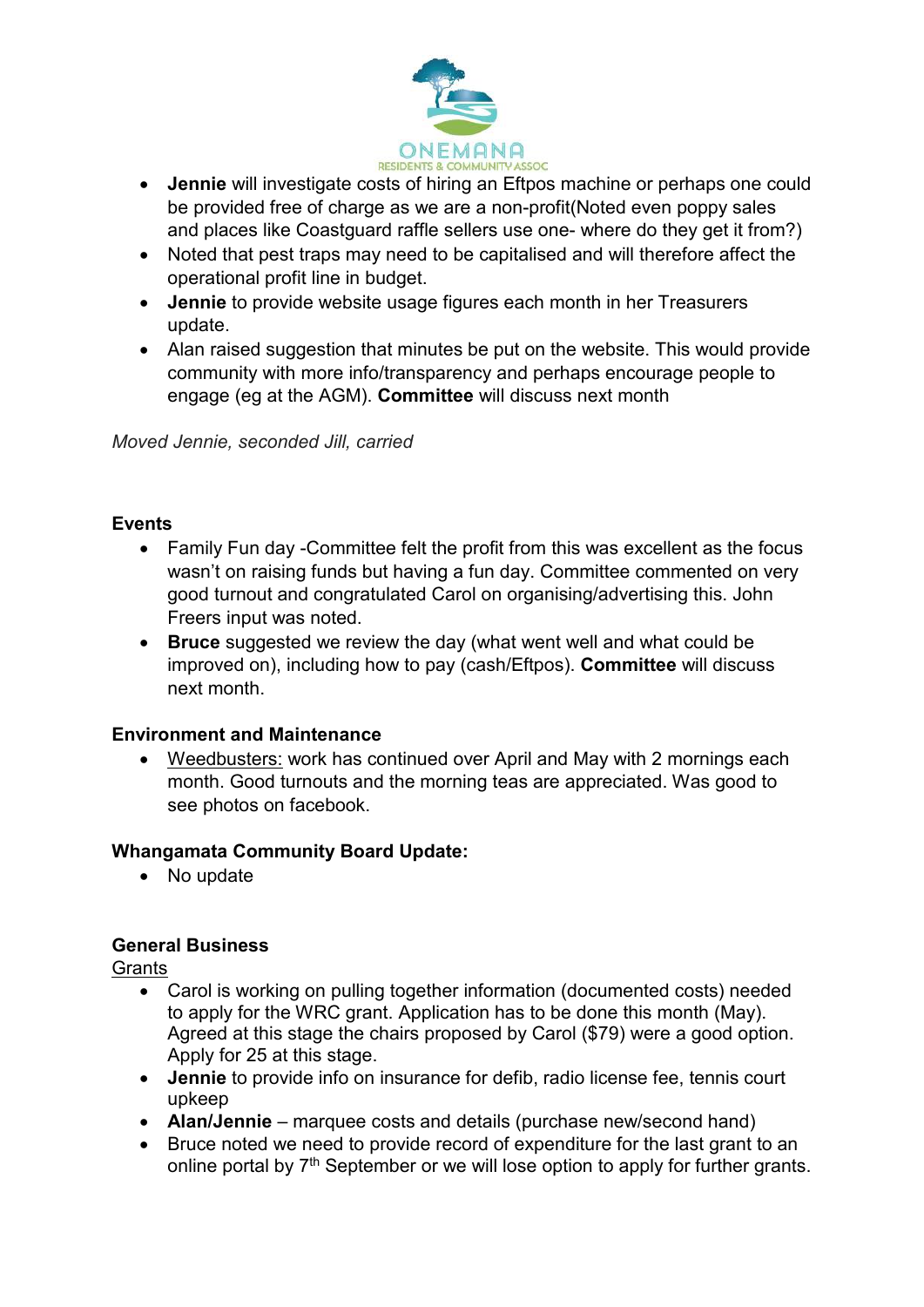- **Jennie** will investigate costs of hiring an Eftpos machine or perhaps one could be provided free of charge as we are a non-profit(Noted even poppy sales and places like Coastguard raffle sellers use one- where do they get it from?)
- Noted that pest traps may need to be capitalised and will therefore affect the operational profit line in budget.
- **Jennie** to provide website usage figures each month in her Treasurers update.
- Alan raised suggestion that minutes be put on the website. This would provide community with more info/transparency and perhaps encourage people to engage (eg at the AGM). **Committee** will discuss next month

*Moved Jennie, seconded Jill, carried*

**Events**

- Family Fun day -Committee felt the profit from this was excellent as the focus wasn't on raising funds but having a fun day. Committee commented on very good turnout and congratulated Carol on organising/advertising this. John Freers input was noted.
- **Bruce** suggested we review the day (what went well and what could be improved on), including how to pay (cash/Eftpos). **Committee** will discuss next month.

**Environment and Maintenance**

- Weedbusters: work has continued over April and May with 2 mornings each month. Good turnouts and the morning teas are appreciated. Was good to see photos on facebook.

**Whangamata Community Board Update:**

- No update

**General Business**

Grants

- Carol is working on pulling together information (documented costs) needed to apply for the WRC grant. Application has to be done this month (May). Agreed at this stage the chairs proposed by Carol ($79) were a good option. Apply for 25 at this stage.
- **Jennie** to provide info on insurance for defib, radio license fee, tennis court upkeep
- **Alan/Jennie** – marquee costs and details (purchase new/second hand)
- Bruce noted we need to provide record of expenditure for the last grant to an online portal by 7th September or we will lose option to apply for further grants.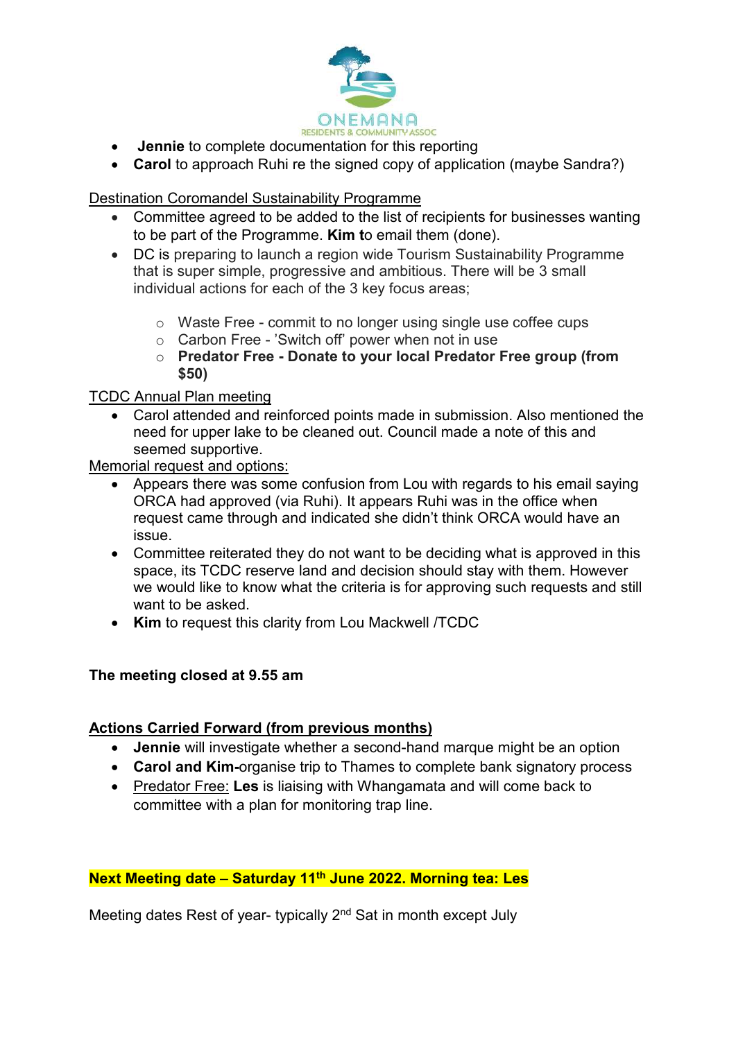- **Jennie** to complete documentation for this reporting
- **Carol** to approach Ruhi re the signed copy of application (maybe Sandra?)

Destination Coromandel Sustainability Programme

- Committee agreed to be added to the list of recipients for businesses wanting to be part of the Programme. **Kim t**o email them (done).
- DC is preparing to launch a region wide Tourism Sustainability Programme that is super simple, progressive and ambitious. There will be 3 small individual actions for each of the 3 key focus areas;
  - Waste Free - commit to no longer using single use coffee cups
  - Carbon Free - 'Switch off' power when not in use
  - **Predator Free - Donate to your local Predator Free group (from $50)**

TCDC Annual Plan meeting

- Carol attended and reinforced points made in submission. Also mentioned the need for upper lake to be cleaned out. Council made a note of this and seemed supportive.

Memorial request and options:

- Appears there was some confusion from Lou with regards to his email saying ORCA had approved (via Ruhi). It appears Ruhi was in the office when request came through and indicated she didn't think ORCA would have an issue.
- Committee reiterated they do not want to be deciding what is approved in this space, its TCDC reserve land and decision should stay with them. However we would like to know what the criteria is for approving such requests and still want to be asked.
- **Kim** to request this clarity from Lou Mackwell /TCDC

**The meeting closed at 9.55 am**

**Actions Carried Forward (from previous months)**

- **Jennie** will investigate whether a second-hand marque might be an option
- **Carol and Kim-**organise trip to Thames to complete bank signatory process
- Predator Free: **Les** is liaising with Whangamata and will come back to committee with a plan for monitoring trap line.

**Next Meeting date – Saturday 11th June 2022. Morning tea: Les**

Meeting dates Rest of year- typically 2nd Sat in month except July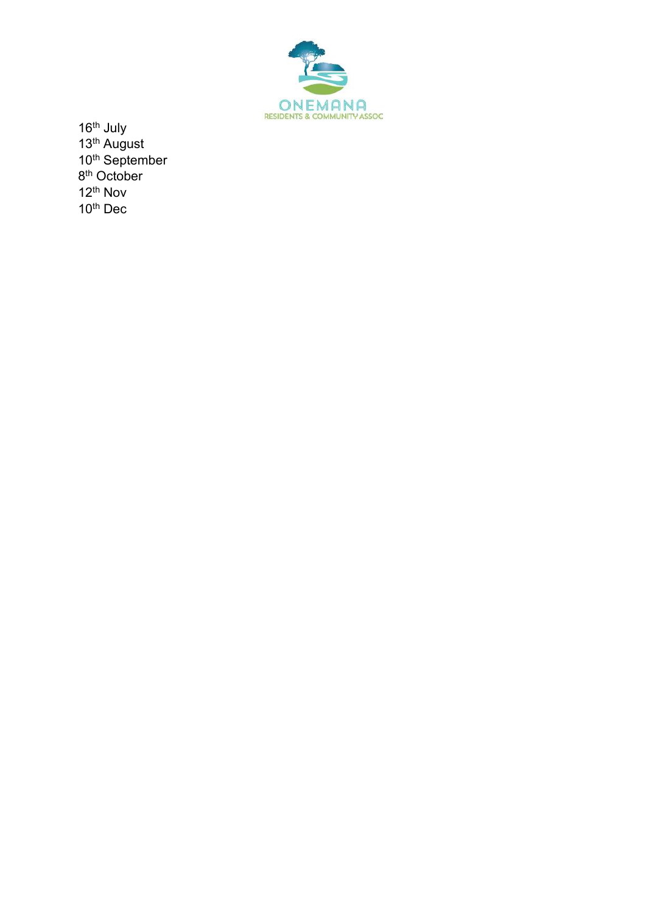ONEMANA
RESIDENTS & COMMUNITY ASSOC

16th July
13th August
10th September
8th October
12th Nov
10th Dec